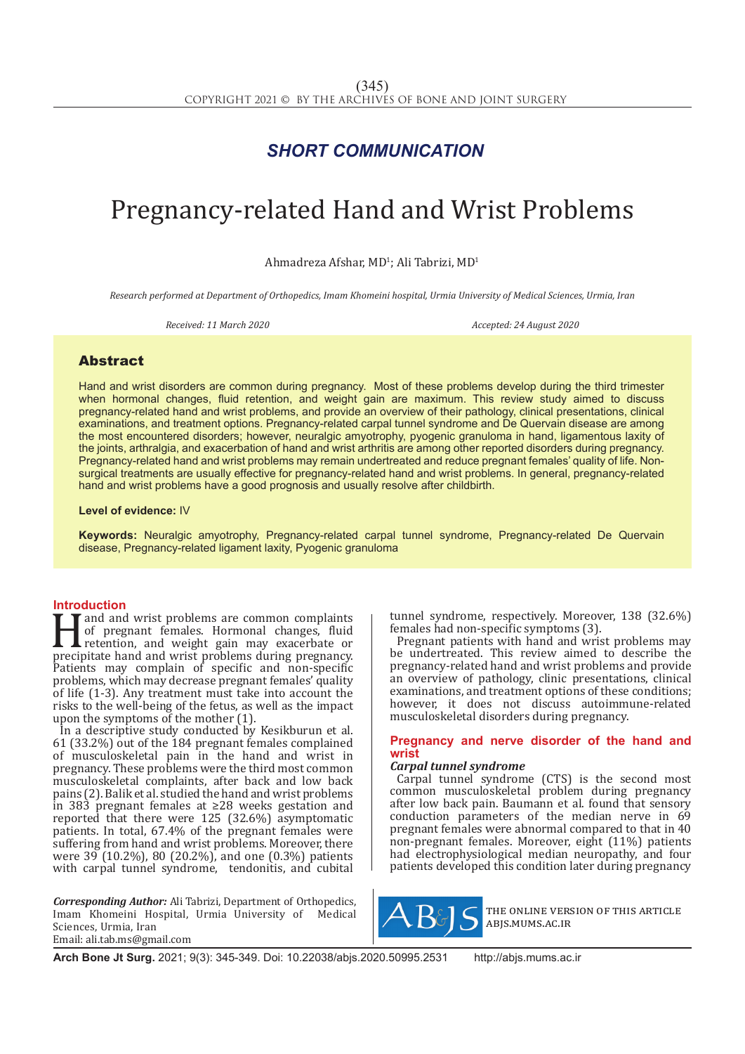*SHORT COMMUNICATION*

# Pregnancy-related Hand and Wrist Problems

Ahmadreza Afshar, MD[1]; Ali Tabrizi, MD[1]

*Research performed at Department of Orthopedics, Imam Khomeini hospital, Urmia University of Medical Sciences, Urmia, Iran*

*Received: 11 March 2020* *Accepted: 24 August 2020*

## Abstract

Hand and wrist disorders are common during pregnancy. Most of these problems develop during the third trimester when hormonal changes, fluid retention, and weight gain are maximum. This review study aimed to discuss pregnancy-related hand and wrist problems, and provide an overview of their pathology, clinical presentations, clinical examinations, and treatment options. Pregnancy-related carpal tunnel syndrome and De Quervain disease are among the most encountered disorders; however, neuralgic amyotrophy, pyogenic granuloma in hand, ligamentous laxity of the joints, arthralgia, and exacerbation of hand and wrist arthritis are among other reported disorders during pregnancy. Pregnancy-related hand and wrist problems may remain undertreated and reduce pregnant females' quality of life. Non-surgical treatments are usually effective for pregnancy-related hand and wrist problems. In general, pregnancy-related hand and wrist problems have a good prognosis and usually resolve after childbirth.

**Level of evidence:** IV

**Keywords:** Neuralgic amyotrophy, Pregnancy-related carpal tunnel syndrome, Pregnancy-related De Quervain disease, Pregnancy-related ligament laxity, Pyogenic granuloma

## Introduction

Hand and wrist problems are common complaints of pregnant females. Hormonal changes, fluid retention, and weight gain may exacerbate or precipitate hand and wrist problems during pregnancy. Patients may complain of specific and non-specific problems, which may decrease pregnant females' quality of life (1-3). Any treatment must take into account the risks to the well-being of the fetus, as well as the impact upon the symptoms of the mother (1).

In a descriptive study conducted by Kesikburun et al. 61 (33.2%) out of the 184 pregnant females complained of musculoskeletal pain in the hand and wrist in pregnancy. These problems were the third most common musculoskeletal complaints, after back and low back pains (2). Balik et al. studied the hand and wrist problems in 383 pregnant females at ≥28 weeks gestation and reported that there were 125 (32.6%) asymptomatic patients. In total, 67.4% of the pregnant females were suffering from hand and wrist problems. Moreover, there were 39 (10.2%), 80 (20.2%), and one (0.3%) patients with carpal tunnel syndrome, tendonitis, and cubital tunnel syndrome, respectively. Moreover, 138 (32.6%) females had non-specific symptoms (3).

Pregnant patients with hand and wrist problems may be undertreated. This review aimed to describe the pregnancy-related hand and wrist problems and provide an overview of pathology, clinic presentations, clinical examinations, and treatment options of these conditions; however, it does not discuss autoimmune-related musculoskeletal disorders during pregnancy.

## Pregnancy and nerve disorder of the hand and wrist

### Carpal tunnel syndrome

Carpal tunnel syndrome (CTS) is the second most common musculoskeletal problem during pregnancy after low back pain. Baumann et al. found that sensory conduction parameters of the median nerve in 69 pregnant females were abnormal compared to that in 40 non-pregnant females. Moreover, eight (11%) patients had electrophysiological median neuropathy, and four patients developed this condition later during pregnancy

*Corresponding Author:* Ali Tabrizi, Department of Orthopedics, Imam Khomeini Hospital, Urmia University of Medical Sciences, Urmia, Iran
Email: ali.tab.ms@gmail.com

THE ONLINE VERSION OF THIS ARTICLE ABJS.MUMS.AC.IR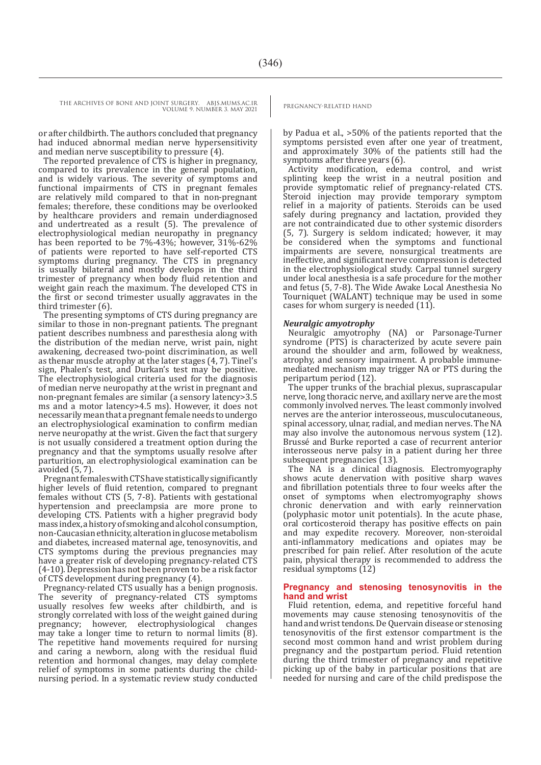or after childbirth. The authors concluded that pregnancy had induced abnormal median nerve hypersensitivity and median nerve susceptibility to pressure (4).

The reported prevalence of CTS is higher in pregnancy, compared to its prevalence in the general population, and is widely various. The severity of symptoms and functional impairments of CTS in pregnant females are relatively mild compared to that in non-pregnant females; therefore, these conditions may be overlooked by healthcare providers and remain underdiagnosed and undertreated as a result (5). The prevalence of electrophysiological median neuropathy in pregnancy has been reported to be 7%-43%; however, 31%-62% of patients were reported to have self-reported CTS symptoms during pregnancy. The CTS in pregnancy is usually bilateral and mostly develops in the third trimester of pregnancy when body fluid retention and weight gain reach the maximum. The developed CTS in the first or second trimester usually aggravates in the third trimester (6).

The presenting symptoms of CTS during pregnancy are similar to those in non-pregnant patients. The pregnant patient describes numbness and paresthesia along with the distribution of the median nerve, wrist pain, night awakening, decreased two-point discrimination, as well as thenar muscle atrophy at the later stages (4, 7). Tinel's sign, Phalen's test, and Durkan's test may be positive. The electrophysiological criteria used for the diagnosis of median nerve neuropathy at the wrist in pregnant and non-pregnant females are similar (a sensory latency>3.5 ms and a motor latency>4.5 ms). However, it does not necessarily mean that a pregnant female needs to undergo an electrophysiological examination to confirm median nerve neuropathy at the wrist. Given the fact that surgery is not usually considered a treatment option during the pregnancy and that the symptoms usually resolve after parturition, an electrophysiological examination can be avoided (5, 7).

Pregnant females with CTS have statistically significantly higher levels of fluid retention, compared to pregnant females without CTS (5, 7-8). Patients with gestational hypertension and preeclampsia are more prone to developing CTS. Patients with a higher pregravid body mass index, a history of smoking and alcohol consumption, non-Caucasian ethnicity, alteration in glucose metabolism and diabetes, increased maternal age, tenosynovitis, and CTS symptoms during the previous pregnancies may have a greater risk of developing pregnancy-related CTS (4-10). Depression has not been proven to be a risk factor of CTS development during pregnancy (4).

Pregnancy-related CTS usually has a benign prognosis. The severity of pregnancy-related CTS symptoms usually resolves few weeks after childbirth, and is strongly correlated with loss of the weight gained during pregnancy; however, electrophysiological changes may take a longer time to return to normal limits (8). The repetitive hand movements required for nursing and caring a newborn, along with the residual fluid retention and hormonal changes, may delay complete relief of symptoms in some patients during the child-nursing period. In a systematic review study conducted by Padua et al., >50% of the patients reported that the symptoms persisted even after one year of treatment, and approximately 30% of the patients still had the symptoms after three years (6).

Activity modification, edema control, and wrist splinting keep the wrist in a neutral position and provide symptomatic relief of pregnancy-related CTS. Steroid injection may provide temporary symptom relief in a majority of patients. Steroids can be used safely during pregnancy and lactation, provided they are not contraindicated due to other systemic disorders (5, 7). Surgery is seldom indicated; however, it may be considered when the symptoms and functional impairments are severe, nonsurgical treatments are ineffective, and significant nerve compression is detected in the electrophysiological study. Carpal tunnel surgery under local anesthesia is a safe procedure for the mother and fetus (5, 7-8). The Wide Awake Local Anesthesia No Tourniquet (WALANT) technique may be used in some cases for whom surgery is needed (11).

### *Neuralgic amyotrophy*

Neuralgic amyotrophy (NA) or Parsonage-Turner syndrome (PTS) is characterized by acute severe pain around the shoulder and arm, followed by weakness, atrophy, and sensory impairment. A probable immune-mediated mechanism may trigger NA or PTS during the peripartum period (12).

The upper trunks of the brachial plexus, suprascapular nerve, long thoracic nerve, and axillary nerve are the most commonly involved nerves. The least commonly involved nerves are the anterior interosseous, musculocutaneous, spinal accessory, ulnar, radial, and median nerves. The NA may also involve the autonomous nervous system (12). Brussé and Burke reported a case of recurrent anterior interosseous nerve palsy in a patient during her three subsequent pregnancies (13).

The NA is a clinical diagnosis. Electromyography shows acute denervation with positive sharp waves and fibrillation potentials three to four weeks after the onset of symptoms when electromyography shows chronic denervation and with early reinnervation (polyphasic motor unit potentials). In the acute phase, oral corticosteroid therapy has positive effects on pain and may expedite recovery. Moreover, non-steroidal anti-inflammatory medications and opiates may be prescribed for pain relief. After resolution of the acute pain, physical therapy is recommended to address the residual symptoms (12)

## Pregnancy and stenosing tenosynovitis in the hand and wrist

Fluid retention, edema, and repetitive forceful hand movements may cause stenosing tenosynovitis of the hand and wrist tendons. De Quervain disease or stenosing tenosynovitis of the first extensor compartment is the second most common hand and wrist problem during pregnancy and the postpartum period. Fluid retention during the third trimester of pregnancy and repetitive picking up of the baby in particular positions that are needed for nursing and care of the child predispose the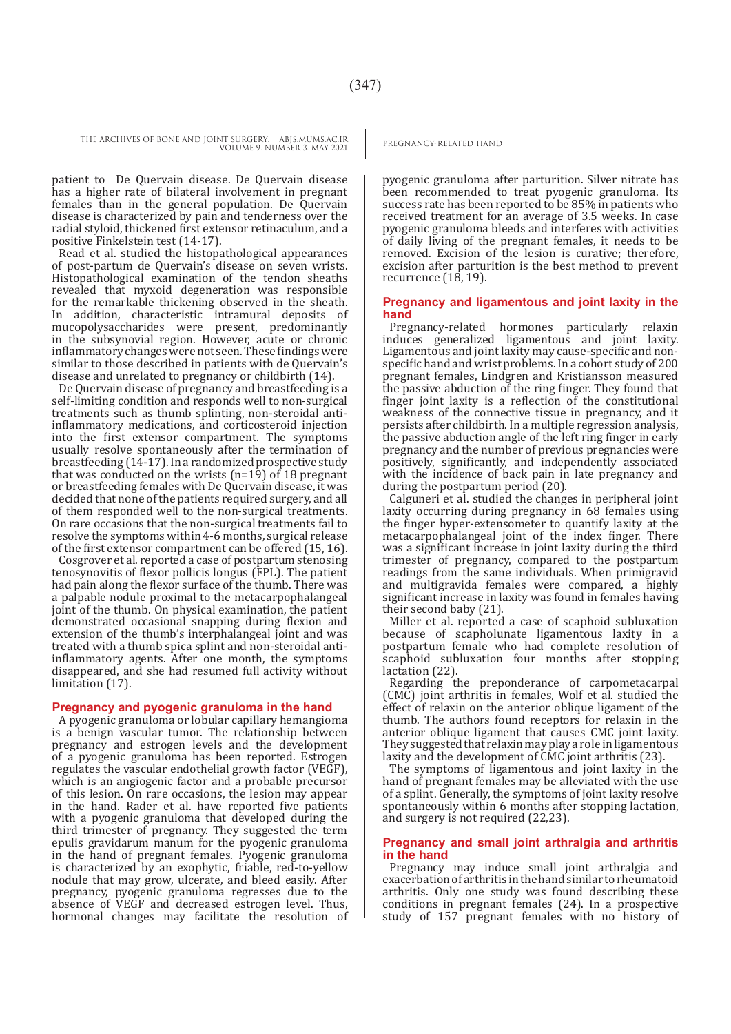patient to De Quervain disease. De Quervain disease has a higher rate of bilateral involvement in pregnant females than in the general population. De Quervain disease is characterized by pain and tenderness over the radial styloid, thickened first extensor retinaculum, and a positive Finkelstein test (14-17).

Read et al. studied the histopathological appearances of post-partum de Quervain's disease on seven wrists. Histopathological examination of the tendon sheaths revealed that myxoid degeneration was responsible for the remarkable thickening observed in the sheath. In addition, characteristic intramural deposits of mucopolysaccharides were present, predominantly in the subsynovial region. However, acute or chronic inflammatory changes were not seen. These findings were similar to those described in patients with de Quervain's disease and unrelated to pregnancy or childbirth (14).

De Quervain disease of pregnancy and breastfeeding is a self-limiting condition and responds well to non-surgical treatments such as thumb splinting, non-steroidal anti-inflammatory medications, and corticosteroid injection into the first extensor compartment. The symptoms usually resolve spontaneously after the termination of breastfeeding (14-17). In a randomized prospective study that was conducted on the wrists (n=19) of 18 pregnant or breastfeeding females with De Quervain disease, it was decided that none of the patients required surgery, and all of them responded well to the non-surgical treatments. On rare occasions that the non-surgical treatments fail to resolve the symptoms within 4-6 months, surgical release of the first extensor compartment can be offered (15, 16).

Cosgrover et al. reported a case of postpartum stenosing tenosynovitis of flexor pollicis longus (FPL). The patient had pain along the flexor surface of the thumb. There was a palpable nodule proximal to the metacarpophalangeal joint of the thumb. On physical examination, the patient demonstrated occasional snapping during flexion and extension of the thumb's interphalangeal joint and was treated with a thumb spica splint and non-steroidal anti-inflammatory agents. After one month, the symptoms disappeared, and she had resumed full activity without limitation (17).

## Pregnancy and pyogenic granuloma in the hand

A pyogenic granuloma or lobular capillary hemangioma is a benign vascular tumor. The relationship between pregnancy and estrogen levels and the development of a pyogenic granuloma has been reported. Estrogen regulates the vascular endothelial growth factor (VEGF), which is an angiogenic factor and a probable precursor of this lesion. On rare occasions, the lesion may appear in the hand. Rader et al. have reported five patients with a pyogenic granuloma that developed during the third trimester of pregnancy. They suggested the term epulis gravidarum manum for the pyogenic granuloma in the hand of pregnant females. Pyogenic granuloma is characterized by an exophytic, friable, red-to-yellow nodule that may grow, ulcerate, and bleed easily. After pregnancy, pyogenic granuloma regresses due to the absence of VEGF and decreased estrogen level. Thus, hormonal changes may facilitate the resolution of pyogenic granuloma after parturition. Silver nitrate has been recommended to treat pyogenic granuloma. Its success rate has been reported to be 85% in patients who received treatment for an average of 3.5 weeks. In case pyogenic granuloma bleeds and interferes with activities of daily living of the pregnant females, it needs to be removed. Excision of the lesion is curative; therefore, excision after parturition is the best method to prevent recurrence (18, 19).

## Pregnancy and ligamentous and joint laxity in the hand

Pregnancy-related hormones particularly relaxin induces generalized ligamentous and joint laxity. Ligamentous and joint laxity may cause-specific and non-specific hand and wrist problems. In a cohort study of 200 pregnant females, Lindgren and Kristiansson measured the passive abduction of the ring finger. They found that finger joint laxity is a reflection of the constitutional weakness of the connective tissue in pregnancy, and it persists after childbirth. In a multiple regression analysis, the passive abduction angle of the left ring finger in early pregnancy and the number of previous pregnancies were positively, significantly, and independently associated with the incidence of back pain in late pregnancy and during the postpartum period (20).

Calguneri et al. studied the changes in peripheral joint laxity occurring during pregnancy in 68 females using the finger hyper-extensometer to quantify laxity at the metacarpophalangeal joint of the index finger. There was a significant increase in joint laxity during the third trimester of pregnancy, compared to the postpartum readings from the same individuals. When primigravid and multigravida females were compared, a highly significant increase in laxity was found in females having their second baby (21).

Miller et al. reported a case of scaphoid subluxation because of scapholunate ligamentous laxity in a postpartum female who had complete resolution of scaphoid subluxation four months after stopping lactation (22).

Regarding the preponderance of carpometacarpal (CMC) joint arthritis in females, Wolf et al. studied the effect of relaxin on the anterior oblique ligament of the thumb. The authors found receptors for relaxin in the anterior oblique ligament that causes CMC joint laxity. They suggested that relaxin may play a role in ligamentous laxity and the development of CMC joint arthritis (23).

The symptoms of ligamentous and joint laxity in the hand of pregnant females may be alleviated with the use of a splint. Generally, the symptoms of joint laxity resolve spontaneously within 6 months after stopping lactation, and surgery is not required (22,23).

## Pregnancy and small joint arthralgia and arthritis in the hand

Pregnancy may induce small joint arthralgia and exacerbation of arthritis in the hand similar to rheumatoid arthritis. Only one study was found describing these conditions in pregnant females (24). In a prospective study of 157 pregnant females with no history of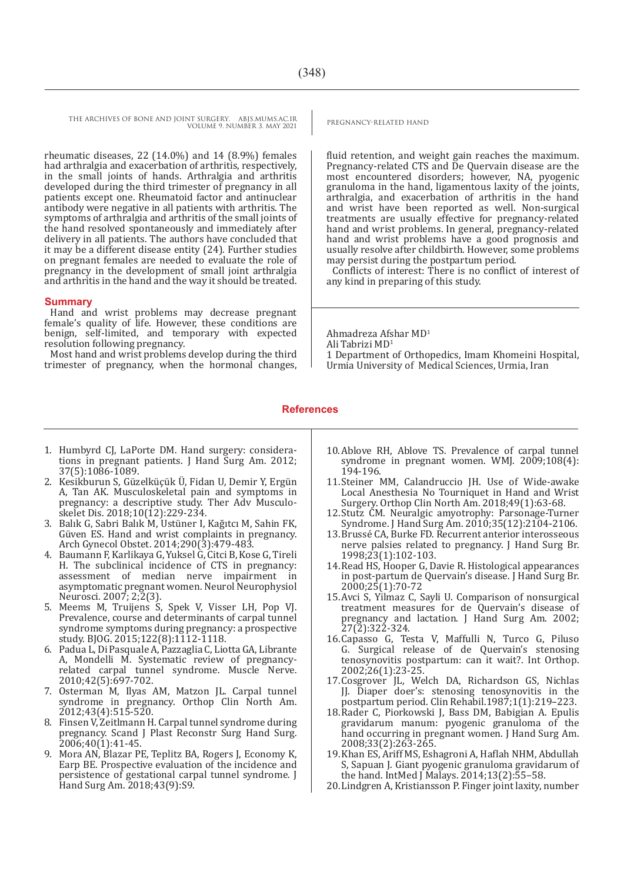rheumatic diseases, 22 (14.0%) and 14 (8.9%) females had arthralgia and exacerbation of arthritis, respectively, in the small joints of hands. Arthralgia and arthritis developed during the third trimester of pregnancy in all patients except one. Rheumatoid factor and antinuclear antibody were negative in all patients with arthritis. The symptoms of arthralgia and arthritis of the small joints of the hand resolved spontaneously and immediately after delivery in all patients. The authors have concluded that it may be a different disease entity (24). Further studies on pregnant females are needed to evaluate the role of pregnancy in the development of small joint arthralgia and arthritis in the hand and the way it should be treated.

## Summary

Hand and wrist problems may decrease pregnant female's quality of life. However, these conditions are benign, self-limited, and temporary with expected resolution following pregnancy.

Most hand and wrist problems develop during the third trimester of pregnancy, when the hormonal changes, fluid retention, and weight gain reaches the maximum. Pregnancy-related CTS and De Quervain disease are the most encountered disorders; however, NA, pyogenic granuloma in the hand, ligamentous laxity of the joints, arthralgia, and exacerbation of arthritis in the hand and wrist have been reported as well. Non-surgical treatments are usually effective for pregnancy-related hand and wrist problems. In general, pregnancy-related hand and wrist problems have a good prognosis and usually resolve after childbirth. However, some problems may persist during the postpartum period.

Conflicts of interest: There is no conflict of interest of any kind in preparing of this study.

Ahmadreza Afshar MD[1]
Ali Tabrizi MD[1]
1 Department of Orthopedics, Imam Khomeini Hospital, Urmia University of Medical Sciences, Urmia, Iran

## References

1. Humbyrd CJ, LaPorte DM. Hand surgery: considerations in pregnant patients. J Hand Surg Am. 2012; 37(5):1086-1089.
2. Kesikburun S, Güzelküçük Ü, Fidan U, Demir Y, Ergün A, Tan AK. Musculoskeletal pain and symptoms in pregnancy: a descriptive study. Ther Adv Musculoskelet Dis. 2018;10(12):229-234.
3. Balık G, Sabri Balık M, Ustüner I, Kağıtcı M, Sahin FK, Güven ES. Hand and wrist complaints in pregnancy. Arch Gynecol Obstet. 2014;290(3):479-483.
4. Baumann F, Karlikaya G, Yuksel G, Citci B, Kose G, Tireli H. The subclinical incidence of CTS in pregnancy: assessment of median nerve impairment in asymptomatic pregnant women. Neurol Neurophysiol Neurosci. 2007; 2;2(3).
5. Meems M, Truijens S, Spek V, Visser LH, Pop VJ. Prevalence, course and determinants of carpal tunnel syndrome symptoms during pregnancy: a prospective study. BJOG. 2015;122(8):1112-1118.
6. Padua L, Di Pasquale A, Pazzaglia C, Liotta GA, Librante A, Mondelli M. Systematic review of pregnancy-related carpal tunnel syndrome. Muscle Nerve. 2010;42(5):697-702.
7. Osterman M, Ilyas AM, Matzon JL. Carpal tunnel syndrome in pregnancy. Orthop Clin North Am. 2012;43(4):515-520.
8. Finsen V, Zeitlmann H. Carpal tunnel syndrome during pregnancy. Scand J Plast Reconstr Surg Hand Surg. 2006;40(1):41-45.
9. Mora AN, Blazar PE, Teplitz BA, Rogers J, Economy K, Earp BE. Prospective evaluation of the incidence and persistence of gestational carpal tunnel syndrome. J Hand Surg Am. 2018;43(9):S9.
10. Ablove RH, Ablove TS. Prevalence of carpal tunnel syndrome in pregnant women. WMJ. 2009;108(4): 194-196.
11. Steiner MM, Calandruccio JH. Use of Wide-awake Local Anesthesia No Tourniquet in Hand and Wrist Surgery. Orthop Clin North Am. 2018;49(1):63-68.
12. Stutz CM. Neuralgic amyotrophy: Parsonage-Turner Syndrome. J Hand Surg Am. 2010;35(12):2104-2106.
13. Brussé CA, Burke FD. Recurrent anterior interosseous nerve palsies related to pregnancy. J Hand Surg Br. 1998;23(1):102-103.
14. Read HS, Hooper G, Davie R. Histological appearances in post-partum de Quervain's disease. J Hand Surg Br. 2000;25(1):70-72
15. Avci S, Yilmaz C, Sayli U. Comparison of nonsurgical treatment measures for de Quervain's disease of pregnancy and lactation. J Hand Surg Am. 2002; 27(2):322-324.
16. Capasso G, Testa V, Maffulli N, Turco G, Piluso G. Surgical release of de Quervain's stenosing tenosynovitis postpartum: can it wait?. Int Orthop. 2002;26(1):23-25.
17. Cosgrover JL, Welch DA, Richardson GS, Nichlas JJ. Diaper doer's: stenosing tenosynovitis in the postpartum period. Clin Rehabil.1987;1(1):219–223.
18. Rader C, Piorkowski J, Bass DM, Babigian A. Epulis gravidarum manum: pyogenic granuloma of the hand occurring in pregnant women. J Hand Surg Am. 2008;33(2):263-265.
19. Khan ES, Ariff MS, Eshagroni A, Haflah NHM, Abdullah S, Sapuan J. Giant pyogenic granuloma gravidarum of the hand. IntMed J Malays. 2014;13(2):55–58.
20. Lindgren A, Kristiansson P. Finger joint laxity, number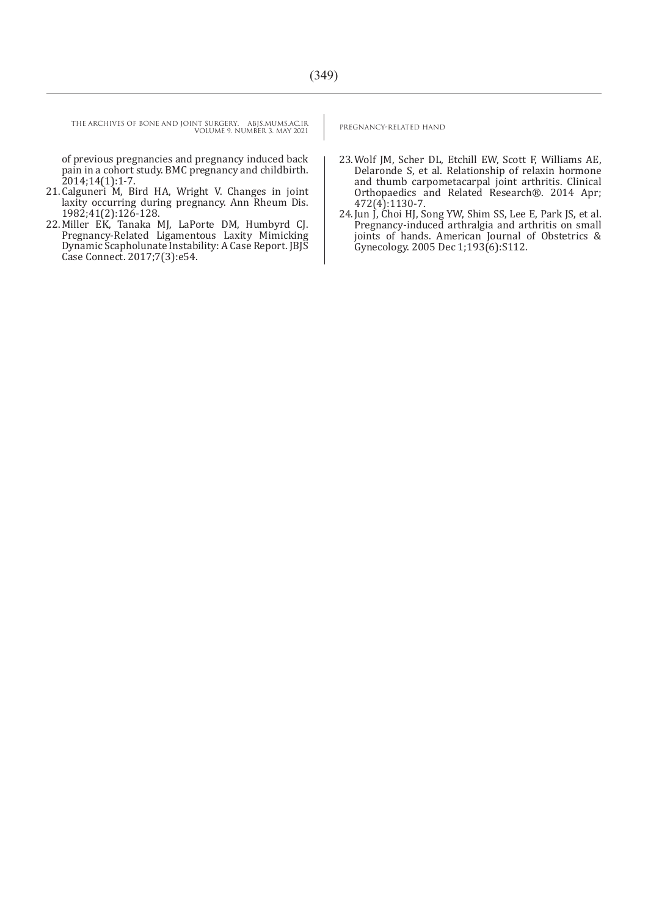of previous pregnancies and pregnancy induced back pain in a cohort study. BMC pregnancy and childbirth. 2014;14(1):1-7.

21. Calguneri M, Bird HA, Wright V. Changes in joint laxity occurring during pregnancy. Ann Rheum Dis. 1982;41(2):126-128.
22. Miller EK, Tanaka MJ, LaPorte DM, Humbyrd CJ. Pregnancy-Related Ligamentous Laxity Mimicking Dynamic Scapholunate Instability: A Case Report. JBJS Case Connect. 2017;7(3):e54.
23. Wolf JM, Scher DL, Etchill EW, Scott F, Williams AE, Delaronde S, et al. Relationship of relaxin hormone and thumb carpometacarpal joint arthritis. Clinical Orthopaedics and Related Research®. 2014 Apr; 472(4):1130-7.
24. Jun J, Choi HJ, Song YW, Shim SS, Lee E, Park JS, et al. Pregnancy-induced arthralgia and arthritis on small joints of hands. American Journal of Obstetrics & Gynecology. 2005 Dec 1;193(6):S112.